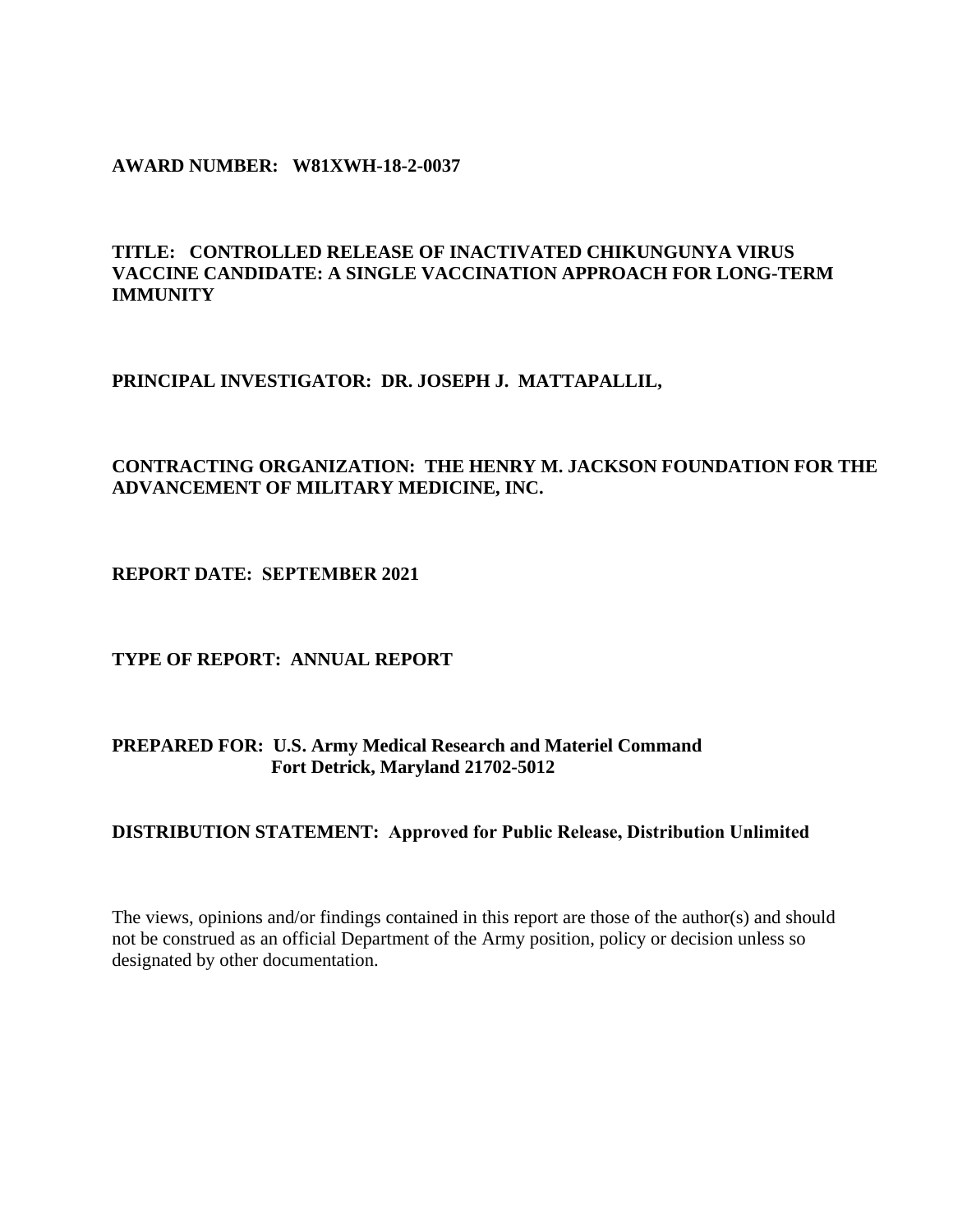**AWARD NUMBER: W81XWH-18-2-0037**

**TITLE: CONTROLLED RELEASE OF INACTIVATED CHIKUNGUNYA VIRUS VACCINE CANDIDATE: A SINGLE VACCINATION APPROACH FOR LONG-TERM IMMUNITY**

**PRINCIPAL INVESTIGATOR: DR. JOSEPH J. MATTAPALLIL,**

**CONTRACTING ORGANIZATION: THE HENRY M. JACKSON FOUNDATION FOR THE ADVANCEMENT OF MILITARY MEDICINE, INC.**

**REPORT DATE: SEPTEMBER 2021**

**TYPE OF REPORT: ANNUAL REPORT**

**PREPARED FOR: U.S. Army Medical Research and Materiel Command**
**Fort Detrick, Maryland 21702-5012**

**DISTRIBUTION STATEMENT: Approved for Public Release, Distribution Unlimited**

The views, opinions and/or findings contained in this report are those of the author(s) and should not be construed as an official Department of the Army position, policy or decision unless so designated by other documentation.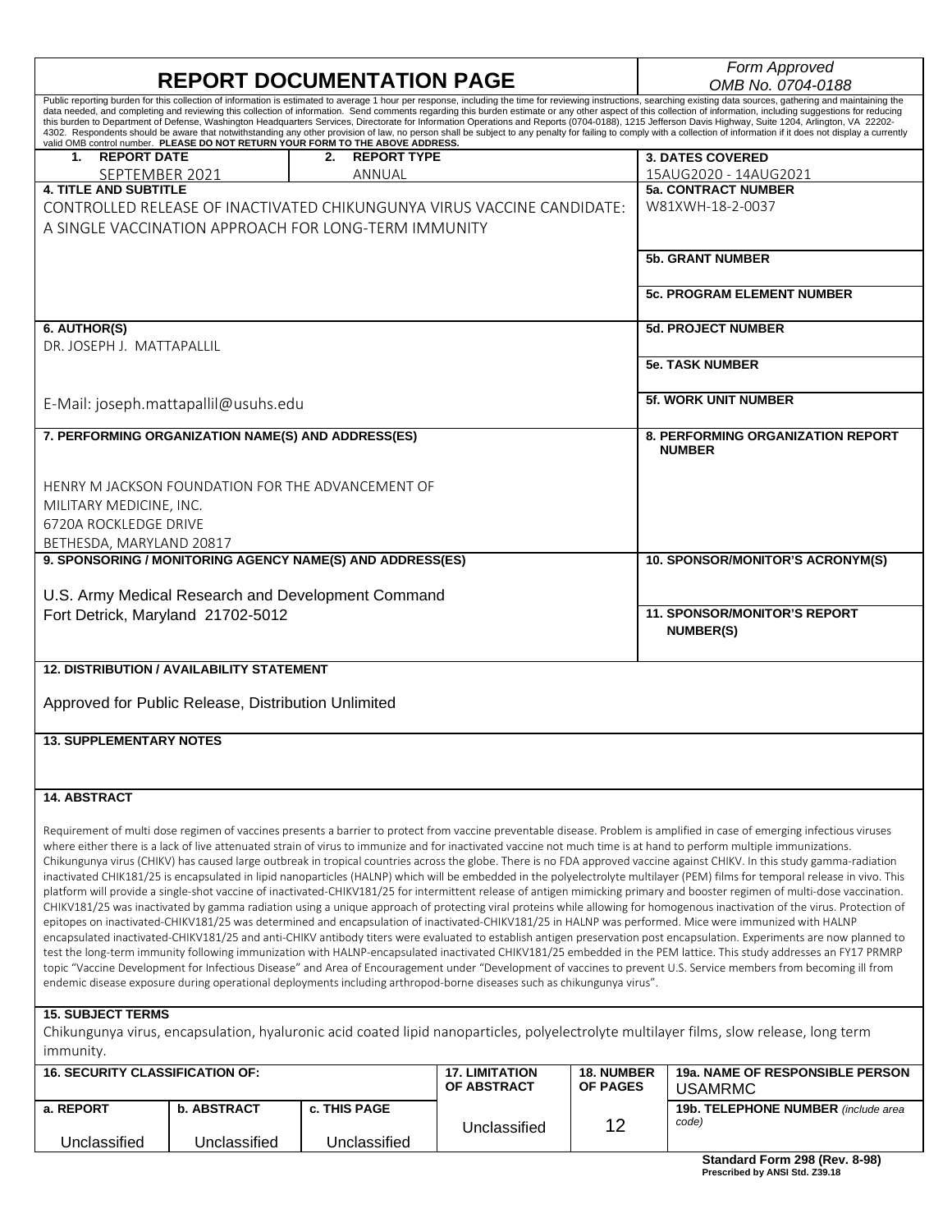# REPORT DOCUMENTATION PAGE

*Form Approved*
*OMB No. 0704-0188*

Public reporting burden for this collection of information is estimated to average 1 hour per response, including the time for reviewing instructions, searching existing data sources, gathering and maintaining the data needed, and completing and reviewing this collection of information. Send comments regarding this burden estimate or any other aspect of this collection of information, including suggestions for reducing this burden to Department of Defense, Washington Headquarters Services, Directorate for Information Operations and Reports (0704-0188), 1215 Jefferson Davis Highway, Suite 1204, Arlington, VA 22202-4302. Respondents should be aware that notwithstanding any other provision of law, no person shall be subject to any penalty for failing to comply with a collection of information if it does not display a currently valid OMB control number. **PLEASE DO NOT RETURN YOUR FORM TO THE ABOVE ADDRESS.**

| **1. REPORT DATE** | **2. REPORT TYPE** | **3. DATES COVERED** |
|---|---|---|
| SEPTEMBER 2021 | ANNUAL | 15AUG2020 - 14AUG2021 |

**4. TITLE AND SUBTITLE**
CONTROLLED RELEASE OF INACTIVATED CHIKUNGUNYA VIRUS VACCINE CANDIDATE: A SINGLE VACCINATION APPROACH FOR LONG-TERM IMMUNITY

**5a. CONTRACT NUMBER**
W81XWH-18-2-0037

**5b. GRANT NUMBER**

**5c. PROGRAM ELEMENT NUMBER**

**6. AUTHOR(S)**
DR. JOSEPH J. MATTAPALLIL

E-Mail: joseph.mattapallil@usuhs.edu

**5d. PROJECT NUMBER**

**5e. TASK NUMBER**

**5f. WORK UNIT NUMBER**

**7. PERFORMING ORGANIZATION NAME(S) AND ADDRESS(ES)**

HENRY M JACKSON FOUNDATION FOR THE ADVANCEMENT OF
MILITARY MEDICINE, INC.
6720A ROCKLEDGE DRIVE
BETHESDA, MARYLAND 20817

**8. PERFORMING ORGANIZATION REPORT NUMBER**

**9. SPONSORING / MONITORING AGENCY NAME(S) AND ADDRESS(ES)**

U.S. Army Medical Research and Development Command
Fort Detrick, Maryland 21702-5012

**10. SPONSOR/MONITOR'S ACRONYM(S)**

**11. SPONSOR/MONITOR'S REPORT NUMBER(S)**

**12. DISTRIBUTION / AVAILABILITY STATEMENT**

Approved for Public Release, Distribution Unlimited

**13. SUPPLEMENTARY NOTES**

**14. ABSTRACT**

Requirement of multi dose regimen of vaccines presents a barrier to protect from vaccine preventable disease. Problem is amplified in case of emerging infectious viruses where either there is a lack of live attenuated strain of virus to immunize and for inactivated vaccine not much time is at hand to perform multiple immunizations. Chikungunya virus (CHIKV) has caused large outbreak in tropical countries across the globe. There is no FDA approved vaccine against CHIKV. In this study gamma-radiation inactivated CHIK181/25 is encapsulated in lipid nanoparticles (HALNP) which will be embedded in the polyelectrolyte multilayer (PEM) films for temporal release in vivo. This platform will provide a single-shot vaccine of inactivated-CHIKV181/25 for intermittent release of antigen mimicking primary and booster regimen of multi-dose vaccination. CHIKV181/25 was inactivated by gamma radiation using a unique approach of protecting viral proteins while allowing for homogenous inactivation of the virus. Protection of epitopes on inactivated-CHIKV181/25 was determined and encapsulation of inactivated-CHIKV181/25 in HALNP was performed. Mice were immunized with HALNP encapsulated inactivated-CHIKV181/25 and anti-CHIKV antibody titers were evaluated to establish antigen preservation post encapsulation. Experiments are now planned to test the long-term immunity following immunization with HALNP-encapsulated inactivated CHIKV181/25 embedded in the PEM lattice. This study addresses an FY17 PRMRP topic "Vaccine Development for Infectious Disease" and Area of Encouragement under "Development of vaccines to prevent U.S. Service members from becoming ill from endemic disease exposure during operational deployments including arthropod-borne diseases such as chikungunya virus".

**15. SUBJECT TERMS**
Chikungunya virus, encapsulation, hyaluronic acid coated lipid nanoparticles, polyelectrolyte multilayer films, slow release, long term immunity.

| **16. SECURITY CLASSIFICATION OF:** | | | **17. LIMITATION OF ABSTRACT** | **18. NUMBER OF PAGES** | **19a. NAME OF RESPONSIBLE PERSON** USAMRMC |
|---|---|---|---|---|---|
| **a. REPORT** | **b. ABSTRACT** | **c. THIS PAGE** | | | **19b. TELEPHONE NUMBER** *(include area code)* |
| Unclassified | Unclassified | Unclassified | Unclassified | 12 | |

**Standard Form 298 (Rev. 8-98)**
**Prescribed by ANSI Std. Z39.18**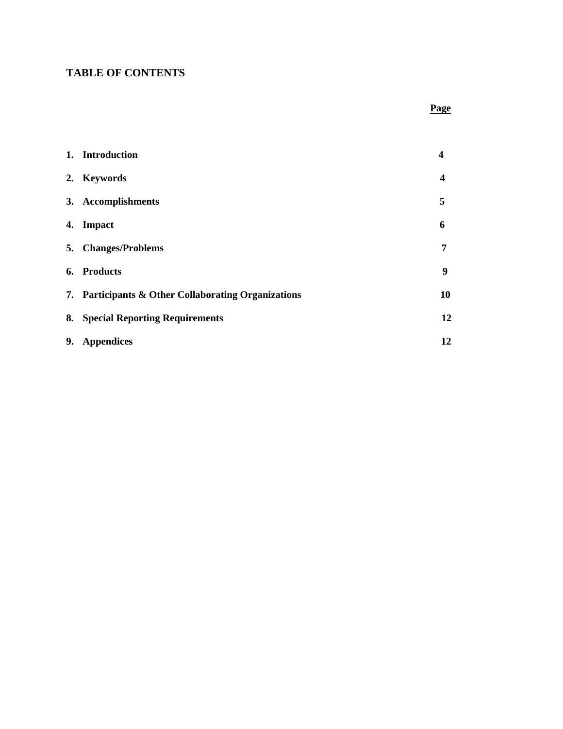## TABLE OF CONTENTS

| | Page |
|---|---|
| **1. Introduction** | **4** |
| **2. Keywords** | **4** |
| **3. Accomplishments** | **5** |
| **4. Impact** | **6** |
| **5. Changes/Problems** | **7** |
| **6. Products** | **9** |
| **7. Participants & Other Collaborating Organizations** | **10** |
| **8. Special Reporting Requirements** | **12** |
| **9. Appendices** | **12** |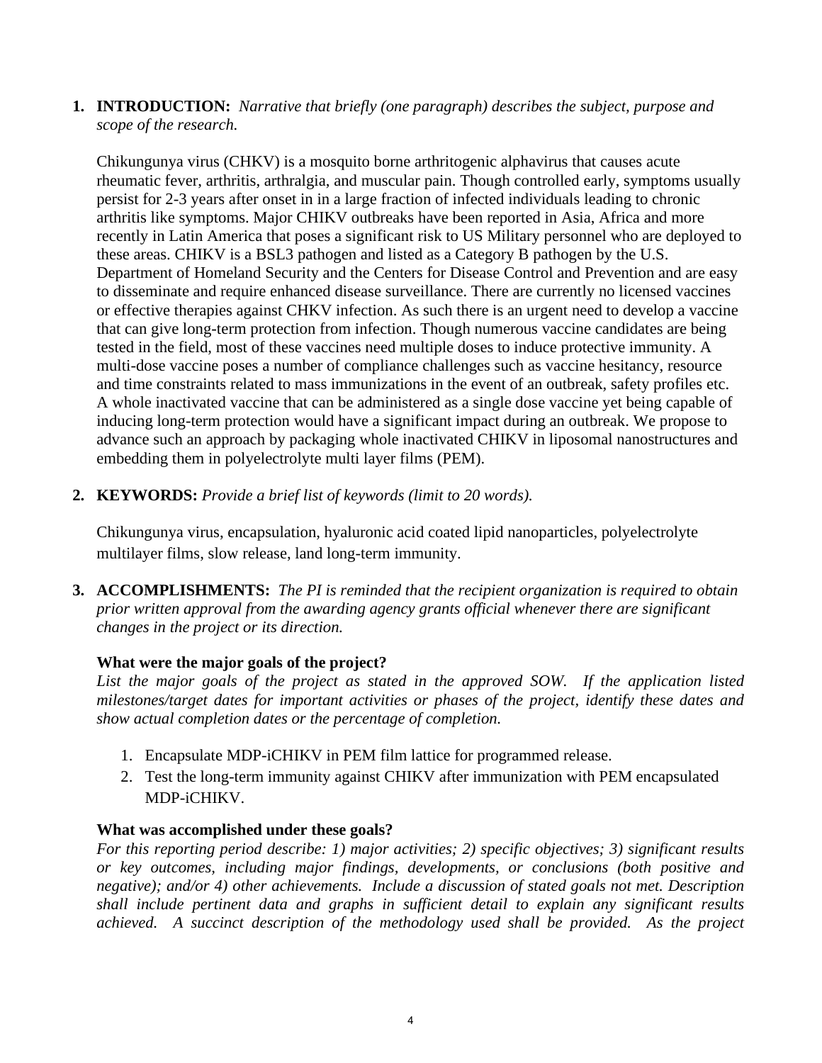1. **INTRODUCTION:** *Narrative that briefly (one paragraph) describes the subject, purpose and scope of the research.*

   Chikungunya virus (CHKV) is a mosquito borne arthritogenic alphavirus that causes acute rheumatic fever, arthritis, arthralgia, and muscular pain. Though controlled early, symptoms usually persist for 2-3 years after onset in in a large fraction of infected individuals leading to chronic arthritis like symptoms. Major CHIKV outbreaks have been reported in Asia, Africa and more recently in Latin America that poses a significant risk to US Military personnel who are deployed to these areas. CHIKV is a BSL3 pathogen and listed as a Category B pathogen by the U.S. Department of Homeland Security and the Centers for Disease Control and Prevention and are easy to disseminate and require enhanced disease surveillance. There are currently no licensed vaccines or effective therapies against CHKV infection. As such there is an urgent need to develop a vaccine that can give long-term protection from infection. Though numerous vaccine candidates are being tested in the field, most of these vaccines need multiple doses to induce protective immunity. A multi-dose vaccine poses a number of compliance challenges such as vaccine hesitancy, resource and time constraints related to mass immunizations in the event of an outbreak, safety profiles etc. A whole inactivated vaccine that can be administered as a single dose vaccine yet being capable of inducing long-term protection would have a significant impact during an outbreak. We propose to advance such an approach by packaging whole inactivated CHIKV in liposomal nanostructures and embedding them in polyelectrolyte multi layer films (PEM).

2. **KEYWORDS:** *Provide a brief list of keywords (limit to 20 words).*

   Chikungunya virus, encapsulation, hyaluronic acid coated lipid nanoparticles, polyelectrolyte multilayer films, slow release, land long-term immunity.

3. **ACCOMPLISHMENTS:** *The PI is reminded that the recipient organization is required to obtain prior written approval from the awarding agency grants official whenever there are significant changes in the project or its direction.*

   **What were the major goals of the project?**

   *List the major goals of the project as stated in the approved SOW. If the application listed milestones/target dates for important activities or phases of the project, identify these dates and show actual completion dates or the percentage of completion.*

   1. Encapsulate MDP-iCHIKV in PEM film lattice for programmed release.
   2. Test the long-term immunity against CHIKV after immunization with PEM encapsulated MDP-iCHIKV.

   **What was accomplished under these goals?**

   *For this reporting period describe: 1) major activities; 2) specific objectives; 3) significant results or key outcomes, including major findings, developments, or conclusions (both positive and negative); and/or 4) other achievements. Include a discussion of stated goals not met. Description shall include pertinent data and graphs in sufficient detail to explain any significant results achieved. A succinct description of the methodology used shall be provided. As the project*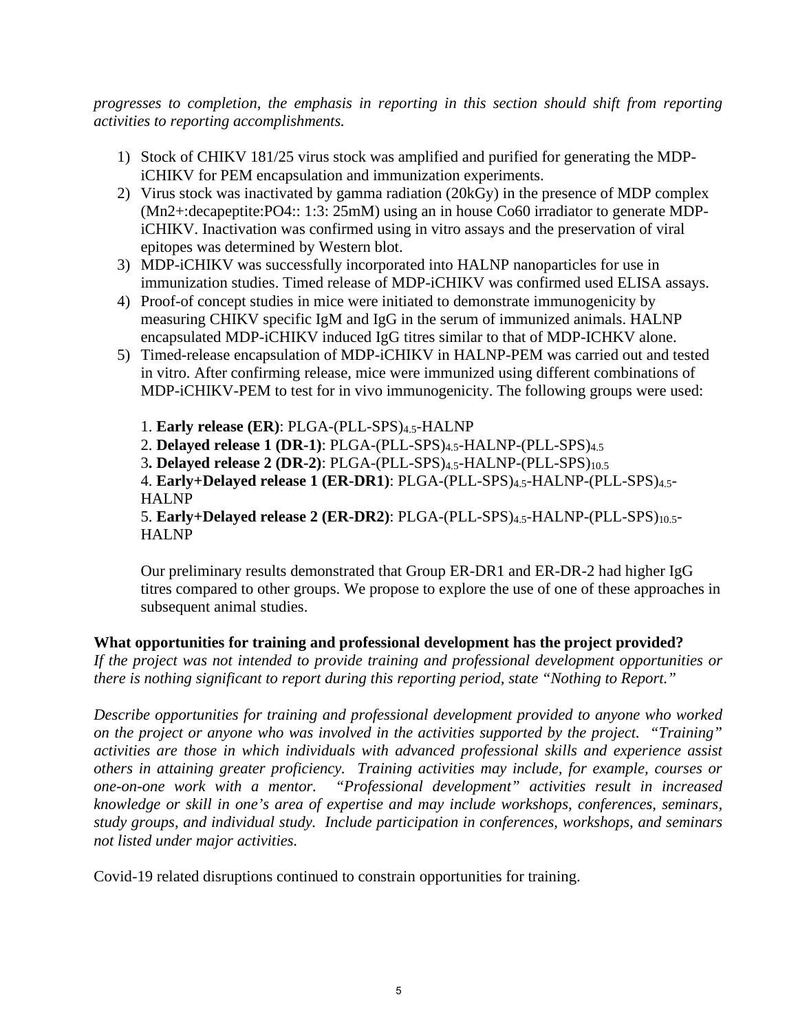*progresses to completion, the emphasis in reporting in this section should shift from reporting activities to reporting accomplishments.*

1) Stock of CHIKV 181/25 virus stock was amplified and purified for generating the MDP-iCHIKV for PEM encapsulation and immunization experiments.
2) Virus stock was inactivated by gamma radiation (20kGy) in the presence of MDP complex ($Mn^{2+}$:decapeptite:$PO_4$:: 1:3: 25mM) using an in house Co60 irradiator to generate MDP-iCHIKV. Inactivation was confirmed using in vitro assays and the preservation of viral epitopes was determined by Western blot.
3) MDP-iCHIKV was successfully incorporated into HALNP nanoparticles for use in immunization studies. Timed release of MDP-iCHIKV was confirmed used ELISA assays.
4) Proof-of concept studies in mice were initiated to demonstrate immunogenicity by measuring CHIKV specific IgM and IgG in the serum of immunized animals. HALNP encapsulated MDP-iCHIKV induced IgG titres similar to that of MDP-ICHKV alone.
5) Timed-release encapsulation of MDP-iCHIKV in HALNP-PEM was carried out and tested in vitro. After confirming release, mice were immunized using different combinations of MDP-iCHIKV-PEM to test for in vivo immunogenicity. The following groups were used:

   1. **Early release (ER)**: PLGA-$(PLL\text{-}SPS)_{4.5}$-HALNP
   2. **Delayed release 1 (DR-1)**: PLGA-$(PLL\text{-}SPS)_{4.5}$-HALNP-$(PLL\text{-}SPS)_{4.5}$
   3. **Delayed release 2 (DR-2)**: PLGA-$(PLL\text{-}SPS)_{4.5}$-HALNP-$(PLL\text{-}SPS)_{10.5}$
   4. **Early+Delayed release 1 (ER-DR1)**: PLGA-$(PLL\text{-}SPS)_{4.5}$-HALNP-$(PLL\text{-}SPS)_{4.5}$-HALNP
   5. **Early+Delayed release 2 (ER-DR2)**: PLGA-$(PLL\text{-}SPS)_{4.5}$-HALNP-$(PLL\text{-}SPS)_{10.5}$-HALNP

   Our preliminary results demonstrated that Group ER-DR1 and ER-DR-2 had higher IgG titres compared to other groups. We propose to explore the use of one of these approaches in subsequent animal studies.

**What opportunities for training and professional development has the project provided?**
*If the project was not intended to provide training and professional development opportunities or there is nothing significant to report during this reporting period, state "Nothing to Report."*

*Describe opportunities for training and professional development provided to anyone who worked on the project or anyone who was involved in the activities supported by the project. "Training" activities are those in which individuals with advanced professional skills and experience assist others in attaining greater proficiency. Training activities may include, for example, courses or one-on-one work with a mentor. "Professional development" activities result in increased knowledge or skill in one's area of expertise and may include workshops, conferences, seminars, study groups, and individual study. Include participation in conferences, workshops, and seminars not listed under major activities.*

Covid-19 related disruptions continued to constrain opportunities for training.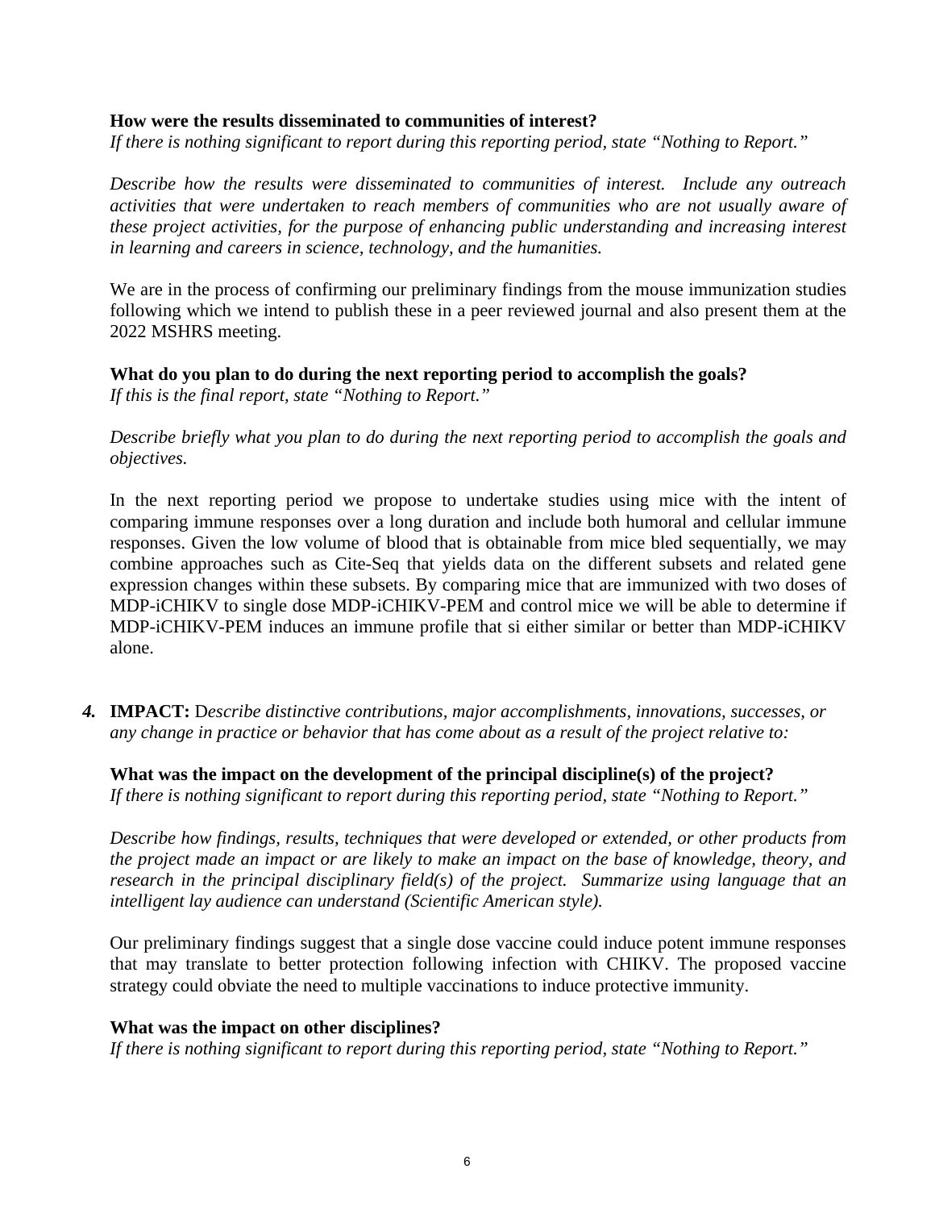**How were the results disseminated to communities of interest?**
*If there is nothing significant to report during this reporting period, state "Nothing to Report."*

*Describe how the results were disseminated to communities of interest. Include any outreach activities that were undertaken to reach members of communities who are not usually aware of these project activities, for the purpose of enhancing public understanding and increasing interest in learning and careers in science, technology, and the humanities.*

We are in the process of confirming our preliminary findings from the mouse immunization studies following which we intend to publish these in a peer reviewed journal and also present them at the 2022 MSHRS meeting.

**What do you plan to do during the next reporting period to accomplish the goals?**
*If this is the final report, state "Nothing to Report."*

*Describe briefly what you plan to do during the next reporting period to accomplish the goals and objectives.*

In the next reporting period we propose to undertake studies using mice with the intent of comparing immune responses over a long duration and include both humoral and cellular immune responses. Given the low volume of blood that is obtainable from mice bled sequentially, we may combine approaches such as Cite-Seq that yields data on the different subsets and related gene expression changes within these subsets. By comparing mice that are immunized with two doses of MDP-iCHIKV to single dose MDP-iCHIKV-PEM and control mice we will be able to determine if MDP-iCHIKV-PEM induces an immune profile that si either similar or better than MDP-iCHIKV alone.

***4.*** **IMPACT:** D*escribe distinctive contributions, major accomplishments, innovations, successes, or any change in practice or behavior that has come about as a result of the project relative to:*

**What was the impact on the development of the principal discipline(s) of the project?**
*If there is nothing significant to report during this reporting period, state "Nothing to Report."*

*Describe how findings, results, techniques that were developed or extended, or other products from the project made an impact or are likely to make an impact on the base of knowledge, theory, and research in the principal disciplinary field(s) of the project. Summarize using language that an intelligent lay audience can understand (Scientific American style).*

Our preliminary findings suggest that a single dose vaccine could induce potent immune responses that may translate to better protection following infection with CHIKV. The proposed vaccine strategy could obviate the need to multiple vaccinations to induce protective immunity.

**What was the impact on other disciplines?**
*If there is nothing significant to report during this reporting period, state "Nothing to Report."*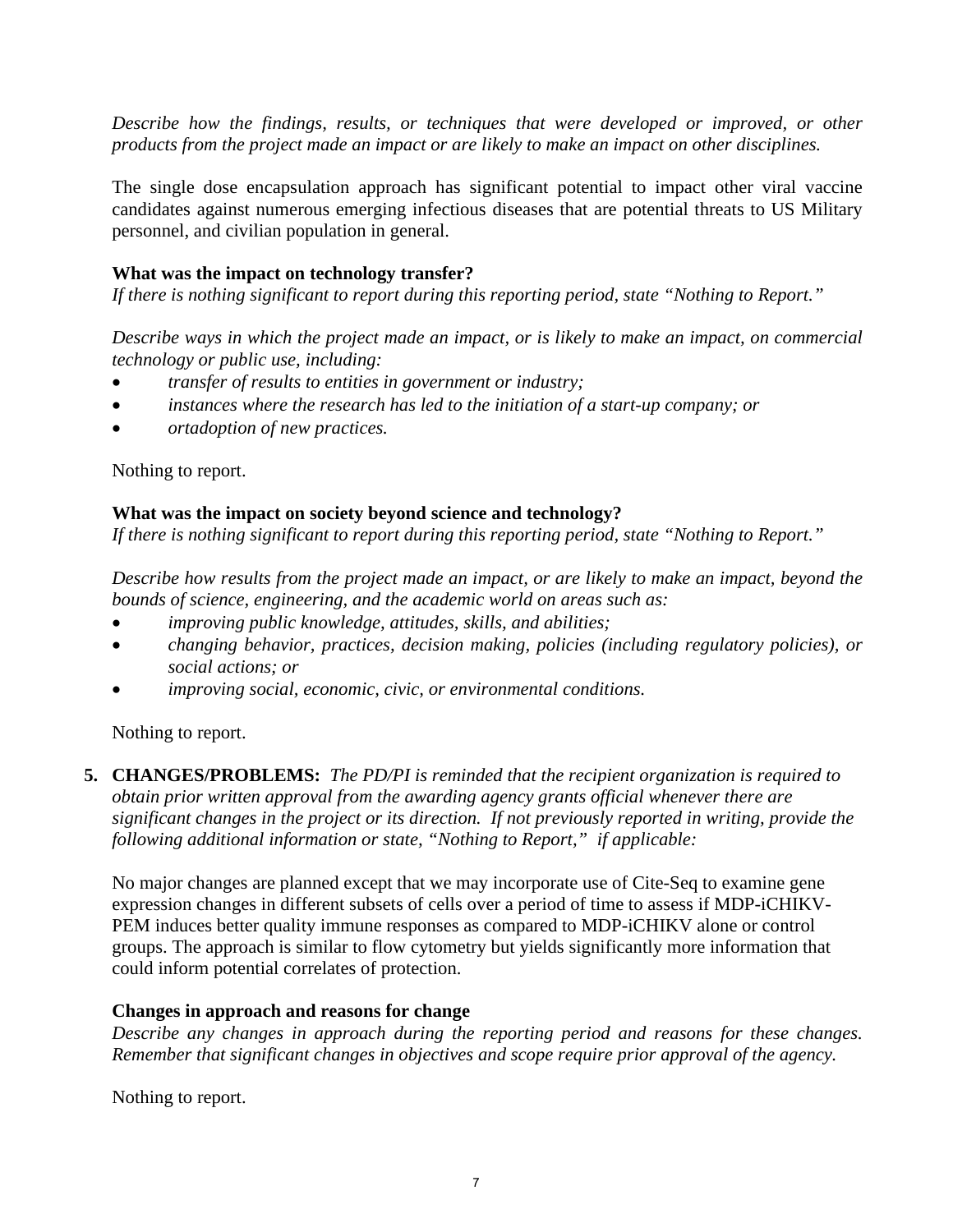*Describe how the findings, results, or techniques that were developed or improved, or other products from the project made an impact or are likely to make an impact on other disciplines.*

The single dose encapsulation approach has significant potential to impact other viral vaccine candidates against numerous emerging infectious diseases that are potential threats to US Military personnel, and civilian population in general.

**What was the impact on technology transfer?**
*If there is nothing significant to report during this reporting period, state "Nothing to Report."*

*Describe ways in which the project made an impact, or is likely to make an impact, on commercial technology or public use, including:*

- *transfer of results to entities in government or industry;*
- *instances where the research has led to the initiation of a start-up company; or*
- *ortadoption of new practices.*

Nothing to report.

**What was the impact on society beyond science and technology?**
*If there is nothing significant to report during this reporting period, state "Nothing to Report."*

*Describe how results from the project made an impact, or are likely to make an impact, beyond the bounds of science, engineering, and the academic world on areas such as:*

- *improving public knowledge, attitudes, skills, and abilities;*
- *changing behavior, practices, decision making, policies (including regulatory policies), or social actions; or*
- *improving social, economic, civic, or environmental conditions.*

Nothing to report.

**5. CHANGES/PROBLEMS:** *The PD/PI is reminded that the recipient organization is required to obtain prior written approval from the awarding agency grants official whenever there are significant changes in the project or its direction. If not previously reported in writing, provide the following additional information or state, "Nothing to Report," if applicable:*

No major changes are planned except that we may incorporate use of Cite-Seq to examine gene expression changes in different subsets of cells over a period of time to assess if MDP-iCHIKV-PEM induces better quality immune responses as compared to MDP-iCHIKV alone or control groups. The approach is similar to flow cytometry but yields significantly more information that could inform potential correlates of protection.

**Changes in approach and reasons for change**
*Describe any changes in approach during the reporting period and reasons for these changes. Remember that significant changes in objectives and scope require prior approval of the agency.*

Nothing to report.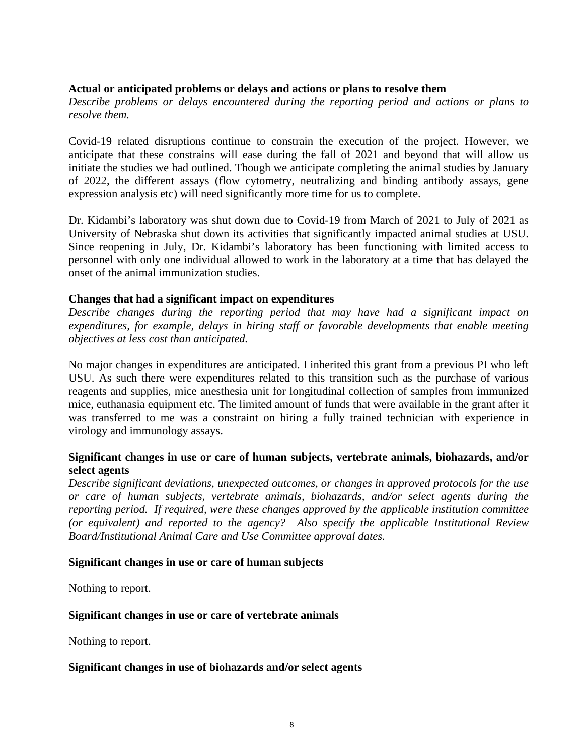**Actual or anticipated problems or delays and actions or plans to resolve them**

*Describe problems or delays encountered during the reporting period and actions or plans to resolve them.*

Covid-19 related disruptions continue to constrain the execution of the project. However, we anticipate that these constrains will ease during the fall of 2021 and beyond that will allow us initiate the studies we had outlined. Though we anticipate completing the animal studies by January of 2022, the different assays (flow cytometry, neutralizing and binding antibody assays, gene expression analysis etc) will need significantly more time for us to complete.

Dr. Kidambi's laboratory was shut down due to Covid-19 from March of 2021 to July of 2021 as University of Nebraska shut down its activities that significantly impacted animal studies at USU. Since reopening in July, Dr. Kidambi's laboratory has been functioning with limited access to personnel with only one individual allowed to work in the laboratory at a time that has delayed the onset of the animal immunization studies.

**Changes that had a significant impact on expenditures**

*Describe changes during the reporting period that may have had a significant impact on expenditures, for example, delays in hiring staff or favorable developments that enable meeting objectives at less cost than anticipated.*

No major changes in expenditures are anticipated. I inherited this grant from a previous PI who left USU. As such there were expenditures related to this transition such as the purchase of various reagents and supplies, mice anesthesia unit for longitudinal collection of samples from immunized mice, euthanasia equipment etc. The limited amount of funds that were available in the grant after it was transferred to me was a constraint on hiring a fully trained technician with experience in virology and immunology assays.

**Significant changes in use or care of human subjects, vertebrate animals, biohazards, and/or select agents**

*Describe significant deviations, unexpected outcomes, or changes in approved protocols for the use or care of human subjects, vertebrate animals, biohazards, and/or select agents during the reporting period. If required, were these changes approved by the applicable institution committee (or equivalent) and reported to the agency? Also specify the applicable Institutional Review Board/Institutional Animal Care and Use Committee approval dates.*

**Significant changes in use or care of human subjects**

Nothing to report.

**Significant changes in use or care of vertebrate animals**

Nothing to report.

**Significant changes in use of biohazards and/or select agents**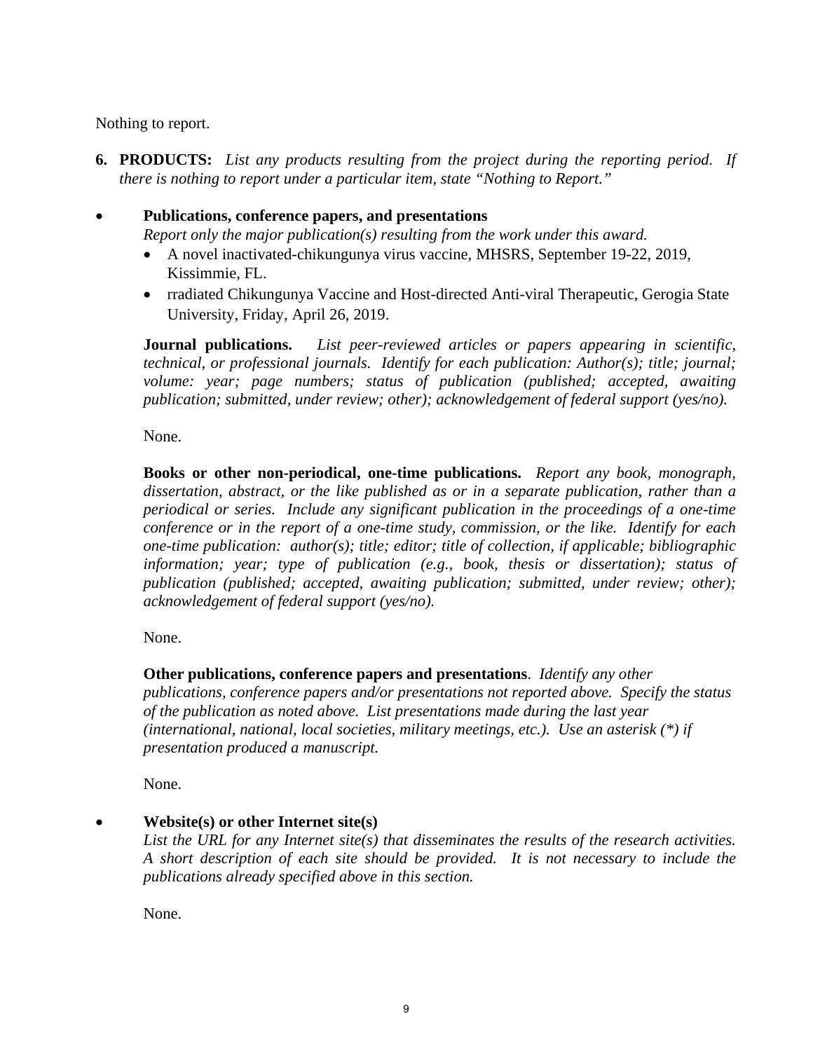Nothing to report.

**6. PRODUCTS:** *List any products resulting from the project during the reporting period. If there is nothing to report under a particular item, state "Nothing to Report."*

- **Publications, conference papers, and presentations**
  *Report only the major publication(s) resulting from the work under this award.*
  - A novel inactivated-chikungunya virus vaccine, MHSRS, September 19-22, 2019, Kissimmie, FL.
  - rradiated Chikungunya Vaccine and Host-directed Anti-viral Therapeutic, Gerogia State University, Friday, April 26, 2019.

  **Journal publications.** *List peer-reviewed articles or papers appearing in scientific, technical, or professional journals. Identify for each publication: Author(s); title; journal; volume: year; page numbers; status of publication (published; accepted, awaiting publication; submitted, under review; other); acknowledgement of federal support (yes/no).*

  None.

  **Books or other non-periodical, one-time publications.** *Report any book, monograph, dissertation, abstract, or the like published as or in a separate publication, rather than a periodical or series. Include any significant publication in the proceedings of a one-time conference or in the report of a one-time study, commission, or the like. Identify for each one-time publication: author(s); title; editor; title of collection, if applicable; bibliographic information; year; type of publication (e.g., book, thesis or dissertation); status of publication (published; accepted, awaiting publication; submitted, under review; other); acknowledgement of federal support (yes/no).*

  None.

  **Other publications, conference papers and presentations**. *Identify any other publications, conference papers and/or presentations not reported above. Specify the status of the publication as noted above. List presentations made during the last year (international, national, local societies, military meetings, etc.). Use an asterisk (*) if presentation produced a manuscript.*

  None.

- **Website(s) or other Internet site(s)**
  *List the URL for any Internet site(s) that disseminates the results of the research activities. A short description of each site should be provided. It is not necessary to include the publications already specified above in this section.*

  None.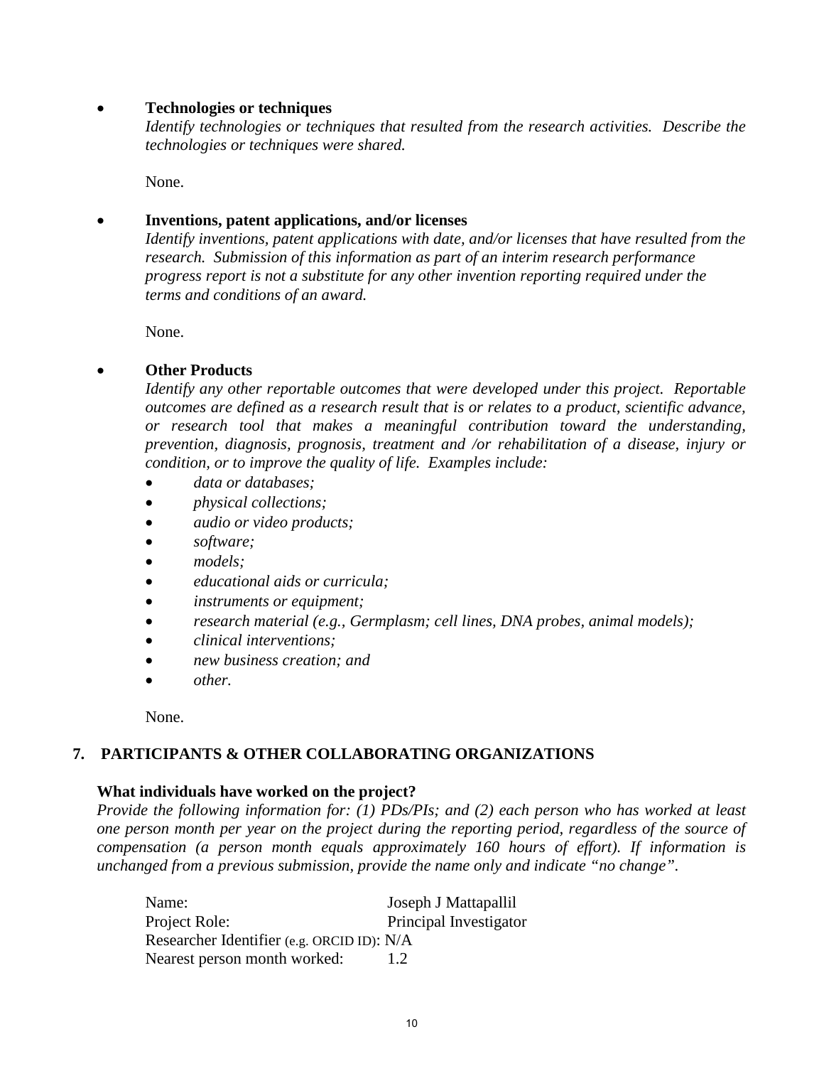- **Technologies or techniques**

  *Identify technologies or techniques that resulted from the research activities. Describe the technologies or techniques were shared.*

  None.

- **Inventions, patent applications, and/or licenses**

  *Identify inventions, patent applications with date, and/or licenses that have resulted from the research. Submission of this information as part of an interim research performance progress report is not a substitute for any other invention reporting required under the terms and conditions of an award.*

  None.

- **Other Products**

  *Identify any other reportable outcomes that were developed under this project. Reportable outcomes are defined as a research result that is or relates to a product, scientific advance, or research tool that makes a meaningful contribution toward the understanding, prevention, diagnosis, prognosis, treatment and /or rehabilitation of a disease, injury or condition, or to improve the quality of life. Examples include:*

  - *data or databases;*
  - *physical collections;*
  - *audio or video products;*
  - *software;*
  - *models;*
  - *educational aids or curricula;*
  - *instruments or equipment;*
  - *research material (e.g., Germplasm; cell lines, DNA probes, animal models);*
  - *clinical interventions;*
  - *new business creation; and*
  - *other.*

  None.

## 7. PARTICIPANTS & OTHER COLLABORATING ORGANIZATIONS

**What individuals have worked on the project?**

*Provide the following information for: (1) PDs/PIs; and (2) each person who has worked at least one person month per year on the project during the reporting period, regardless of the source of compensation (a person month equals approximately 160 hours of effort). If information is unchanged from a previous submission, provide the name only and indicate "no change".*

Name: Joseph J Mattapallil
Project Role: Principal Investigator
Researcher Identifier (e.g. ORCID ID): N/A
Nearest person month worked: 1.2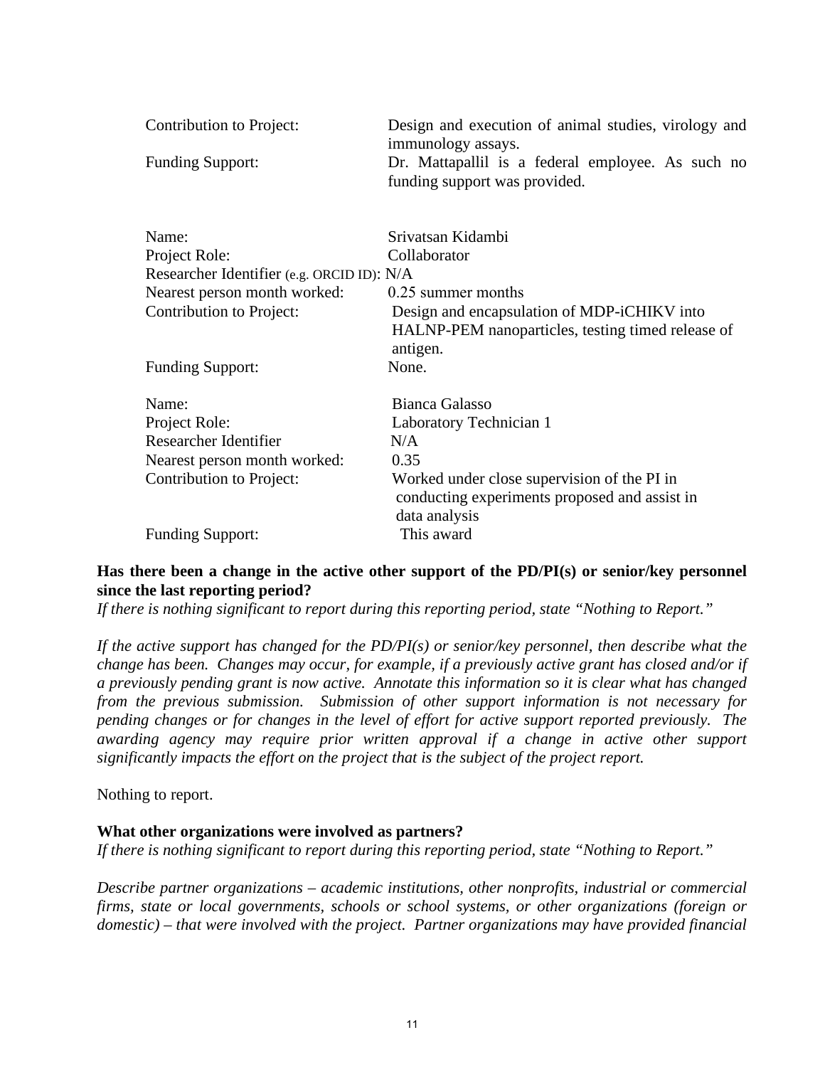| | |
|---|---|
| Contribution to Project: | Design and execution of animal studies, virology and immunology assays. |
| Funding Support: | Dr. Mattapallil is a federal employee. As such no funding support was provided. |

| | |
|---|---|
| Name: | Srivatsan Kidambi |
| Project Role: | Collaborator |
| Researcher Identifier (e.g. ORCID ID): | N/A |
| Nearest person month worked: | 0.25 summer months |
| Contribution to Project: | Design and encapsulation of MDP-iCHIKV into HALNP-PEM nanoparticles, testing timed release of antigen. |
| Funding Support: | None. |

| | |
|---|---|
| Name: | Bianca Galasso |
| Project Role: | Laboratory Technician 1 |
| Researcher Identifier | N/A |
| Nearest person month worked: | 0.35 |
| Contribution to Project: | Worked under close supervision of the PI in conducting experiments proposed and assist in data analysis |
| Funding Support: | This award |

**Has there been a change in the active other support of the PD/PI(s) or senior/key personnel since the last reporting period?**

*If there is nothing significant to report during this reporting period, state "Nothing to Report."*

*If the active support has changed for the PD/PI(s) or senior/key personnel, then describe what the change has been. Changes may occur, for example, if a previously active grant has closed and/or if a previously pending grant is now active. Annotate this information so it is clear what has changed from the previous submission. Submission of other support information is not necessary for pending changes or for changes in the level of effort for active support reported previously. The awarding agency may require prior written approval if a change in active other support significantly impacts the effort on the project that is the subject of the project report.*

Nothing to report.

**What other organizations were involved as partners?**

*If there is nothing significant to report during this reporting period, state "Nothing to Report."*

*Describe partner organizations – academic institutions, other nonprofits, industrial or commercial firms, state or local governments, schools or school systems, or other organizations (foreign or domestic) – that were involved with the project. Partner organizations may have provided financial*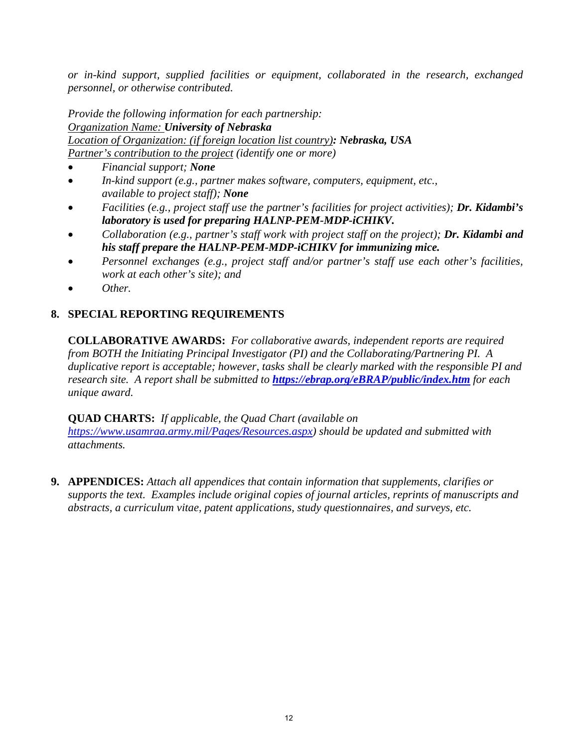*or in-kind support, supplied facilities or equipment, collaborated in the research, exchanged personnel, or otherwise contributed.*

*Provide the following information for each partnership:*
*Organization Name:* ***University of Nebraska***
*Location of Organization: (if foreign location list country)****: Nebraska, USA***
*Partner's contribution to the project (identify one or more)*

- *Financial support;* ***None***
- *In-kind support (e.g., partner makes software, computers, equipment, etc., available to project staff);* ***None***
- *Facilities (e.g., project staff use the partner's facilities for project activities);* ***Dr. Kidambi's laboratory is used for preparing HALNP-PEM-MDP-iCHIKV.***
- *Collaboration (e.g., partner's staff work with project staff on the project);* ***Dr. Kidambi and his staff prepare the HALNP-PEM-MDP-iCHIKV for immunizing mice.***
- *Personnel exchanges (e.g., project staff and/or partner's staff use each other's facilities, work at each other's site); and*
- *Other.*

## 8. SPECIAL REPORTING REQUIREMENTS

**COLLABORATIVE AWARDS:** *For collaborative awards, independent reports are required from BOTH the Initiating Principal Investigator (PI) and the Collaborating/Partnering PI. A duplicative report is acceptable; however, tasks shall be clearly marked with the responsible PI and research site. A report shall be submitted to* ***https://ebrap.org/eBRAP/public/index.htm*** *for each unique award.*

**QUAD CHARTS:** *If applicable, the Quad Chart (available on https://www.usamraa.army.mil/Pages/Resources.aspx) should be updated and submitted with attachments.*

## 9. APPENDICES:

*Attach all appendices that contain information that supplements, clarifies or supports the text. Examples include original copies of journal articles, reprints of manuscripts and abstracts, a curriculum vitae, patent applications, study questionnaires, and surveys, etc.*